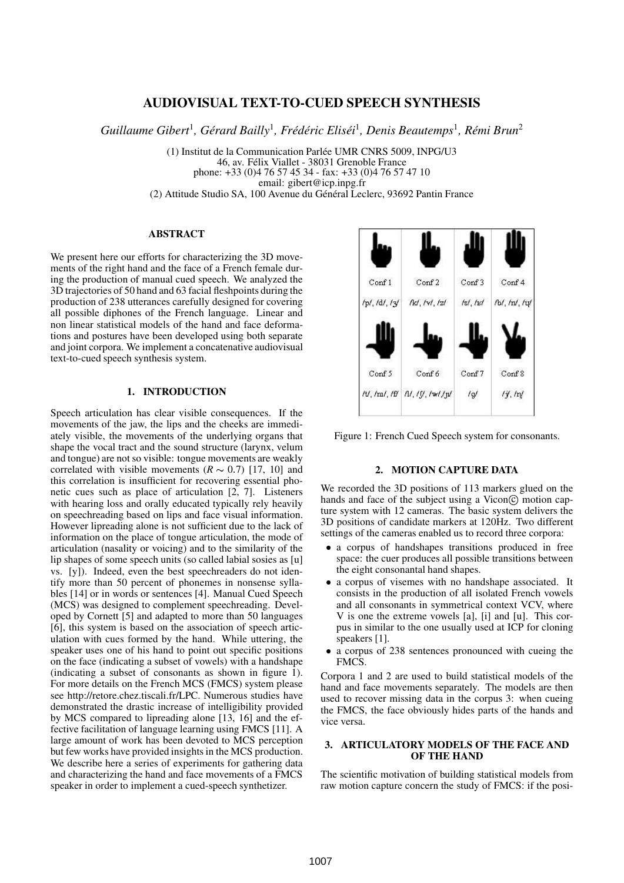// Figure 1 contains text labels (Conf 1–8 with phonemes); no image detected, so rendering as a table.

# AUDIOVISUAL TEXT-TO-CUED SPEECH SYNTHESIS

*Guillaume Gibert[1], Gérard Bailly[1], Frédéric Eliséi[1], Denis Beautemps[1], Rémi Brun[2]*

(1) Institut de la Communication Parlée UMR CNRS 5009, INPG/U3
46, av. Félix Viallet - 38031 Grenoble France
phone: +33 (0)4 76 57 45 34 - fax: +33 (0)4 76 57 47 10
email: gibert@icp.inpg.fr
(2) Attitude Studio SA, 100 Avenue du Général Leclerc, 93692 Pantin France

## ABSTRACT

We present here our efforts for characterizing the 3D movements of the right hand and the face of a French female during the production of manual cued speech. We analyzed the 3D trajectories of 50 hand and 63 facial fleshpoints during the production of 238 utterances carefully designed for covering all possible diphones of the French language. Linear and non linear statistical models of the hand and face deformations and postures have been developed using both separate and joint corpora. We implement a concatenative audiovisual text-to-cued speech synthesis system.

## 1. INTRODUCTION

Speech articulation has clear visible consequences. If the movements of the jaw, the lips and the cheeks are immediately visible, the movements of the underlying organs that shape the vocal tract and the sound structure (larynx, velum and tongue) are not so visible: tongue movements are weakly correlated with visible movements ($R \sim 0.7$) [17, 10] and this correlation is insufficient for recovering essential phonetic cues such as place of articulation [2, 7]. Listeners with hearing loss and orally educated typically rely heavily on speechreading based on lips and face visual information. However lipreading alone is not sufficient due to the lack of information on the place of tongue articulation, the mode of articulation (nasality or voicing) and to the similarity of the lip shapes of some speech units (so called labial sosies as [u] vs. [y]). Indeed, even the best speechreaders do not identify more than 50 percent of phonemes in nonsense syllables [14] or in words or sentences [4]. Manual Cued Speech (MCS) was designed to complement speechreading. Developed by Cornett [5] and adapted to more than 50 languages [6], this system is based on the association of speech articulation with cues formed by the hand. While uttering, the speaker uses one of his hand to point out specific positions on the face (indicating a subset of vowels) with a handshape (indicating a subset of consonants as shown in figure 1). For more details on the French MCS (FMCS) system please see http://retore.chez.tiscali.fr/LPC. Numerous studies have demonstrated the drastic increase of intelligibility provided by MCS compared to lipreading alone [13, 16] and the effective facilitation of language learning using FMCS [11]. A large amount of work has been devoted to MCS perception but few works have provided insights in the MCS production. We describe here a series of experiments for gathering data and characterizing the hand and face movements of a FMCS speaker in order to implement a cued-speech synthetizer.

| Conf 1 | Conf 2 | Conf 3 | Conf 4 |
|---|---|---|---|
| /p/, /d/, /ʒ/ | /k/, /v/, /z/ | /s/, /r/ | /b/, /n/, /ɥ/ |
| **Conf 5** | **Conf 6** | **Conf 7** | **Conf 8** |
| /t/, /m/, /f/ | /l/, /ʃ/, /w/,/ɲ/ | /g/ | /j/, /ŋ/ |

Figure 1: French Cued Speech system for consonants.

## 2. MOTION CAPTURE DATA

We recorded the 3D positions of 113 markers glued on the hands and face of the subject using a Vicon© motion capture system with 12 cameras. The basic system delivers the 3D positions of candidate markers at 120Hz. Two different settings of the cameras enabled us to record three corpora:

- a corpus of handshapes transitions produced in free space: the cuer produces all possible transitions between the eight consonantal hand shapes.
- a corpus of visemes with no handshape associated. It consists in the production of all isolated French vowels and all consonants in symmetrical context VCV, where V is one the extreme vowels [a], [i] and [u]. This corpus in similar to the one usually used at ICP for cloning speakers [1].
- a corpus of 238 sentences pronounced with cueing the FMCS.

Corpora 1 and 2 are used to build statistical models of the hand and face movements separately. The models are then used to recover missing data in the corpus 3: when cueing the FMCS, the face obviously hides parts of the hands and vice versa.

## 3. ARTICULATORY MODELS OF THE FACE AND OF THE HAND

The scientific motivation of building statistical models from raw motion capture concern the study of FMCS: if the posi-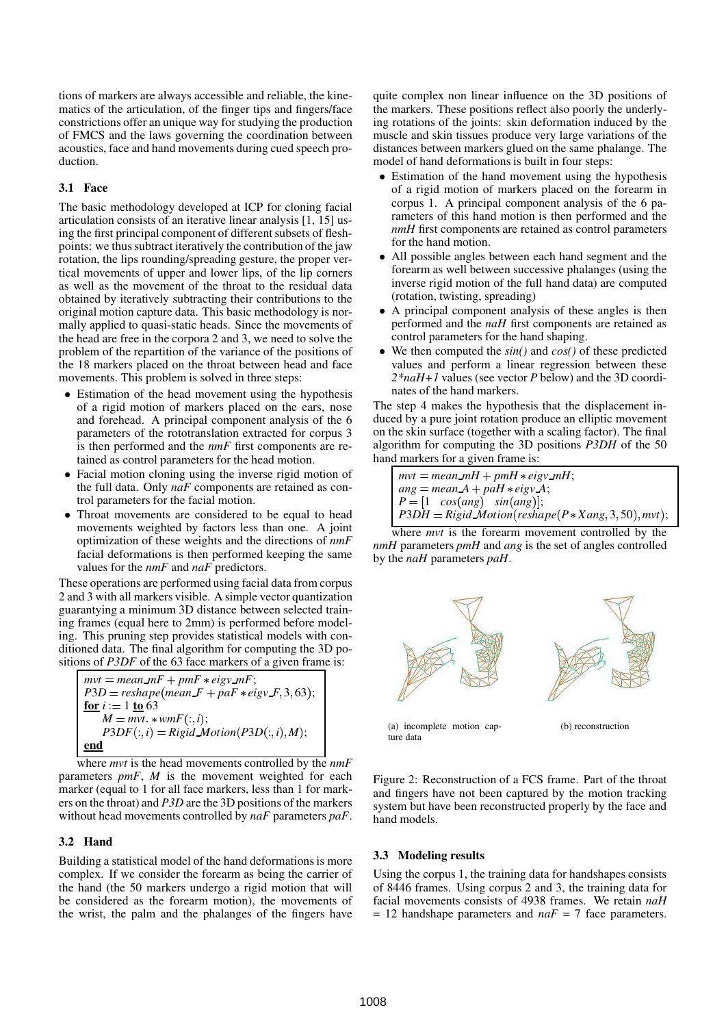tions of markers are always accessible and reliable, the kinematics of the articulation, of the finger tips and fingers/face constrictions offer an unique way for studying the production of FMCS and the laws governing the coordination between acoustics, face and hand movements during cued speech production.

### 3.1 Face

The basic methodology developed at ICP for cloning facial articulation consists of an iterative linear analysis [1, 15] using the first principal component of different subsets of fleshpoints: we thus subtract iteratively the contribution of the jaw rotation, the lips rounding/spreading gesture, the proper vertical movements of upper and lower lips, of the lip corners as well as the movement of the throat to the residual data obtained by iteratively subtracting their contributions to the original motion capture data. This basic methodology is normally applied to quasi-static heads. Since the movements of the head are free in the corpora 2 and 3, we need to solve the problem of the repartition of the variance of the positions of the 18 markers placed on the throat between head and face movements. This problem is solved in three steps:

- Estimation of the head movement using the hypothesis of a rigid motion of markers placed on the ears, nose and forehead. A principal component analysis of the 6 parameters of the rototranslation extracted for corpus 3 is then performed and the *nmF* first components are retained as control parameters for the head motion.
- Facial motion cloning using the inverse rigid motion of the full data. Only *naF* components are retained as control parameters for the facial motion.
- Throat movements are considered to be equal to head movements weighted by factors less than one. A joint optimization of these weights and the directions of *nmF* facial deformations is then performed keeping the same values for the *nmF* and *naF* predictors.

These operations are performed using facial data from corpus 2 and 3 with all markers visible. A simple vector quantization guarantying a minimum 3D distance between selected training frames (equal here to 2mm) is performed before modeling. This pruning step provides statistical models with conditioned data. The final algorithm for computing the 3D positions of *P3DF* of the 63 face markers of a given frame is:

$$
\begin{array}{l}
mvt = mean\_mF + pmF * eigv\_mF; \\
P3D = reshape(mean\_F + paF * eigv\_F, 3, 63); \\
\underline{\textbf{for}}\ i := 1\ \underline{\textbf{to}}\ 63 \\
\quad M = mvt. * wmF(:, i); \\
\quad P3DF(:, i) = Rigid\_Motion(P3D(:, i), M); \\
\underline{\textbf{end}}
\end{array}
$$

where *mvt* is the head movements controlled by the *nmF* parameters *pmF*, *M* is the movement weighted for each marker (equal to 1 for all face markers, less than 1 for markers on the throat) and *P3D* are the 3D positions of the markers without head movements controlled by *naF* parameters *paF*.

### 3.2 Hand

Building a statistical model of the hand deformations is more complex. If we consider the forearm as being the carrier of the hand (the 50 markers undergo a rigid motion that will be considered as the forearm motion), the movements of the wrist, the palm and the phalanges of the fingers have quite complex non linear influence on the 3D positions of the markers. These positions reflect also poorly the underlying rotations of the joints: skin deformation induced by the muscle and skin tissues produce very large variations of the distances between markers glued on the same phalange. The model of hand deformations is built in four steps:

- Estimation of the hand movement using the hypothesis of a rigid motion of markers placed on the forearm in corpus 1. A principal component analysis of the 6 parameters of this hand motion is then performed and the *nmH* first components are retained as control parameters for the hand motion.
- All possible angles between each hand segment and the forearm as well between successive phalanges (using the inverse rigid motion of the full hand data) are computed (rotation, twisting, spreading)
- A principal component analysis of these angles is then performed and the *naH* first components are retained as control parameters for the hand shaping.
- We then computed the *sin()* and *cos()* of these predicted values and perform a linear regression between these *2\*naH+1* values (see vector *P* below) and the 3D coordinates of the hand markers.

The step 4 makes the hypothesis that the displacement induced by a pure joint rotation produce an elliptic movement on the skin surface (together with a scaling factor). The final algorithm for computing the 3D positions *P3DH* of the 50 hand markers for a given frame is:

$$
\begin{array}{l}
mvt = mean\_mH + pmH * eigv\_mH; \\
ang = mean\_A + paH * eigv\_A; \\
P = [1 \quad cos(ang) \quad sin(ang)]; \\
P3DH = Rigid\_Motion(reshape(P * Xang, 3, 50), mvt);
\end{array}
$$

where *mvt* is the forearm movement controlled by the *nmH* parameters *pmH* and *ang* is the set of angles controlled by the *naH* parameters *paH*.

(a) incomplete motion capture data

(b) reconstruction

Figure 2: Reconstruction of a FCS frame. Part of the throat and fingers have not been captured by the motion tracking system but have been reconstructed properly by the face and hand models.

### 3.3 Modeling results

Using the corpus 1, the training data for handshapes consists of 8446 frames. Using corpus 2 and 3, the training data for facial movements consists of 4938 frames. We retain *naH* = 12 handshape parameters and *naF* = 7 face parameters.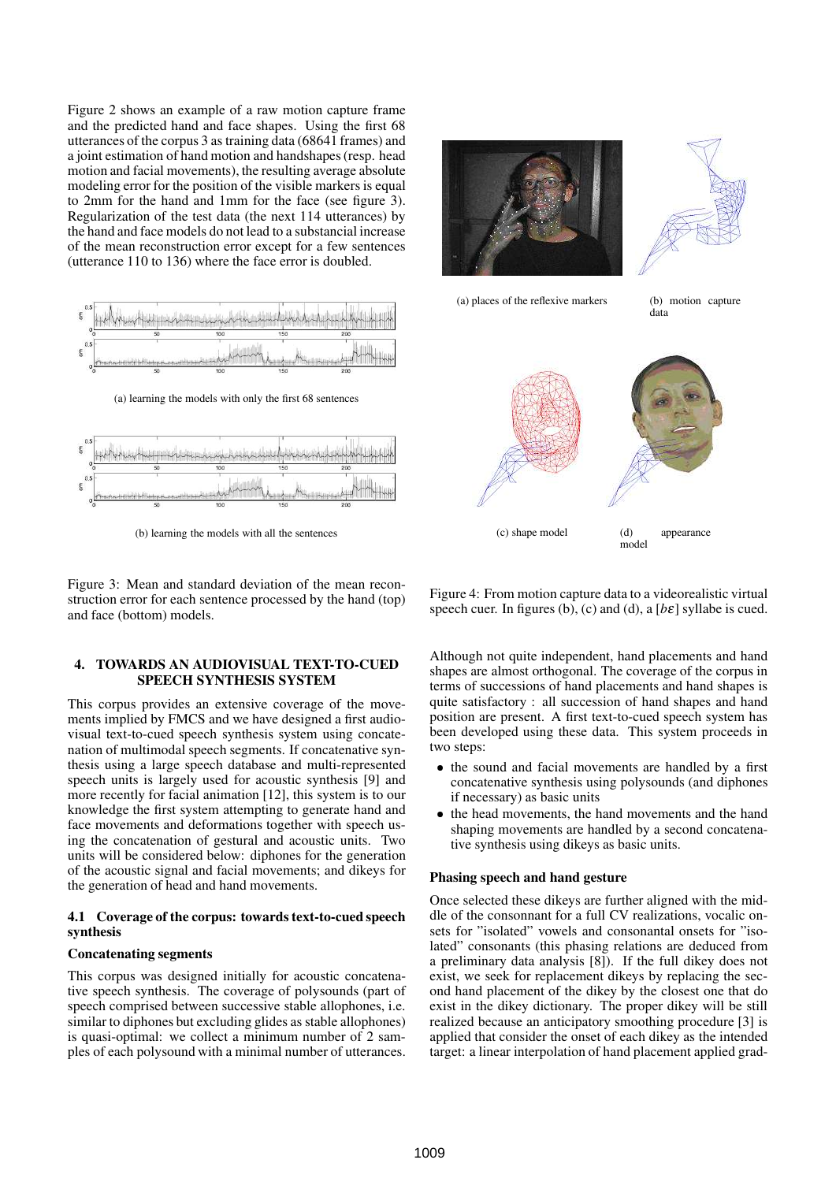Figure 2 shows an example of a raw motion capture frame and the predicted hand and face shapes. Using the first 68 utterances of the corpus 3 as training data (68641 frames) and a joint estimation of hand motion and handshapes (resp. head motion and facial movements), the resulting average absolute modeling error for the position of the visible markers is equal to 2mm for the hand and 1mm for the face (see figure 3). Regularization of the test data (the next 114 utterances) by the hand and face models do not lead to a substancial increase of the mean reconstruction error except for a few sentences (utterance 110 to 136) where the face error is doubled.

(a) learning the models with only the first 68 sentences

(b) learning the models with all the sentences

Figure 3: Mean and standard deviation of the mean reconstruction error for each sentence processed by the hand (top) and face (bottom) models.

(a) places of the reflexive markers

(b) motion capture data

(c) shape model

(d) appearance model

Figure 4: From motion capture data to a videorealistic virtual speech cuer. In figures (b), (c) and (d), a [bɛ] syllabe is cued.

## 4. TOWARDS AN AUDIOVISUAL TEXT-TO-CUED SPEECH SYNTHESIS SYSTEM

This corpus provides an extensive coverage of the movements implied by FMCS and we have designed a first audiovisual text-to-cued speech synthesis system using concatenation of multimodal speech segments. If concatenative synthesis using a large speech database and multi-represented speech units is largely used for acoustic synthesis [9] and more recently for facial animation [12], this system is to our knowledge the first system attempting to generate hand and face movements and deformations together with speech using the concatenation of gestural and acoustic units. Two units will be considered below: diphones for the generation of the acoustic signal and facial movements; and dikeys for the generation of head and hand movements.

### 4.1 Coverage of the corpus: towards text-to-cued speech synthesis

#### Concatenating segments

This corpus was designed initially for acoustic concatenative speech synthesis. The coverage of polysounds (part of speech comprised between successive stable allophones, i.e. similar to diphones but excluding glides as stable allophones) is quasi-optimal: we collect a minimum number of 2 samples of each polysound with a minimal number of utterances.

Although not quite independent, hand placements and hand shapes are almost orthogonal. The coverage of the corpus in terms of successions of hand placements and hand shapes is quite satisfactory : all succession of hand shapes and hand position are present. A first text-to-cued speech system has been developed using these data. This system proceeds in two steps:

- the sound and facial movements are handled by a first concatenative synthesis using polysounds (and diphones if necessary) as basic units
- the head movements, the hand movements and the hand shaping movements are handled by a second concatenative synthesis using dikeys as basic units.

#### Phasing speech and hand gesture

Once selected these dikeys are further aligned with the middle of the consonnant for a full CV realizations, vocalic onsets for "isolated" vowels and consonantal onsets for "isolated" consonants (this phasing relations are deduced from a preliminary data analysis [8]). If the full dikey does not exist, we seek for replacement dikeys by replacing the second hand placement of the dikey by the closest one that do exist in the dikey dictionary. The proper dikey will be still realized because an anticipatory smoothing procedure [3] is applied that consider the onset of each dikey as the intended target: a linear interpolation of hand placement applied grad-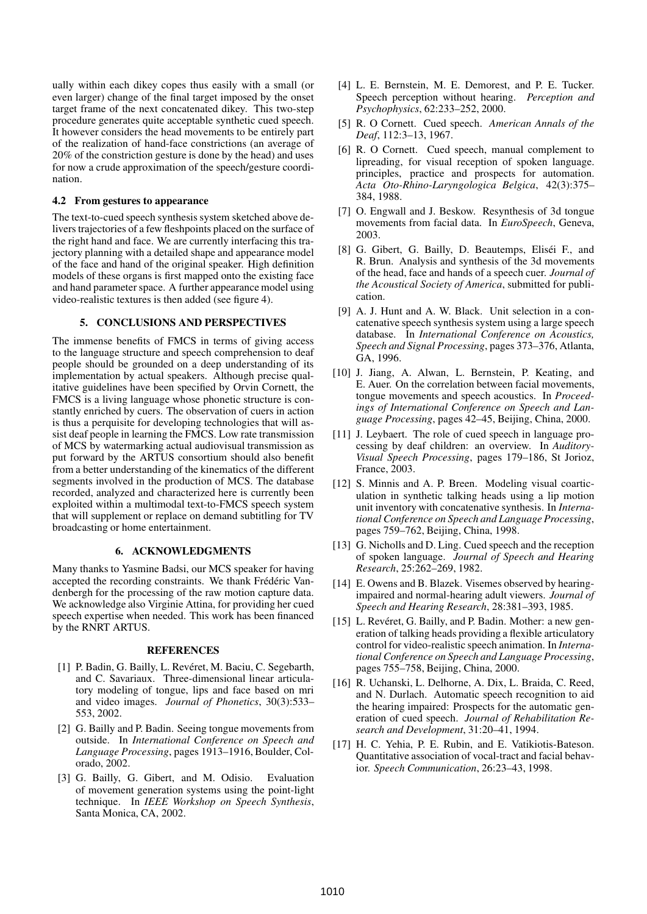ually within each dikey copes thus easily with a small (or even larger) change of the final target imposed by the onset target frame of the next concatenated dikey. This two-step procedure generates quite acceptable synthetic cued speech. It however considers the head movements to be entirely part of the realization of hand-face constrictions (an average of 20% of the constriction gesture is done by the head) and uses for now a crude approximation of the speech/gesture coordination.

### 4.2 From gestures to appearance

The text-to-cued speech synthesis system sketched above delivers trajectories of a few fleshpoints placed on the surface of the right hand and face. We are currently interfacing this trajectory planning with a detailed shape and appearance model of the face and hand of the original speaker. High definition models of these organs is first mapped onto the existing face and hand parameter space. A further appearance model using video-realistic textures is then added (see figure 4).

## 5. CONCLUSIONS AND PERSPECTIVES

The immense benefits of FMCS in terms of giving access to the language structure and speech comprehension to deaf people should be grounded on a deep understanding of its implementation by actual speakers. Although precise qualitative guidelines have been specified by Orvin Cornett, the FMCS is a living language whose phonetic structure is constantly enriched by cuers. The observation of cuers in action is thus a perquisite for developing technologies that will assist deaf people in learning the FMCS. Low rate transmission of MCS by watermarking actual audiovisual transmission as put forward by the ARTUS consortium should also benefit from a better understanding of the kinematics of the different segments involved in the production of MCS. The database recorded, analyzed and characterized here is currently been exploited within a multimodal text-to-FMCS speech system that will supplement or replace on demand subtitling for TV broadcasting or home entertainment.

## 6. ACKNOWLEDGMENTS

Many thanks to Yasmine Badsi, our MCS speaker for having accepted the recording constraints. We thank Frédéric Vandenbergh for the processing of the raw motion capture data. We acknowledge also Virginie Attina, for providing her cued speech expertise when needed. This work has been financed by the RNRT ARTUS.

## REFERENCES

[1] P. Badin, G. Bailly, L. Revéret, M. Baciu, C. Segebarth, and C. Savariaux. Three-dimensional linear articulatory modeling of tongue, lips and face based on mri and video images. *Journal of Phonetics*, 30(3):533–553, 2002.

[2] G. Bailly and P. Badin. Seeing tongue movements from outside. In *International Conference on Speech and Language Processing*, pages 1913–1916, Boulder, Colorado, 2002.

[3] G. Bailly, G. Gibert, and M. Odisio. Evaluation of movement generation systems using the point-light technique. In *IEEE Workshop on Speech Synthesis*, Santa Monica, CA, 2002.

[4] L. E. Bernstein, M. E. Demorest, and P. E. Tucker. Speech perception without hearing. *Perception and Psychophysics*, 62:233–252, 2000.

[5] R. O Cornett. Cued speech. *American Annals of the Deaf*, 112:3–13, 1967.

[6] R. O Cornett. Cued speech, manual complement to lipreading, for visual reception of spoken language. principles, practice and prospects for automation. *Acta Oto-Rhino-Laryngologica Belgica*, 42(3):375–384, 1988.

[7] O. Engwall and J. Beskow. Resynthesis of 3d tongue movements from facial data. In *EuroSpeech*, Geneva, 2003.

[8] G. Gibert, G. Bailly, D. Beautemps, Eliséi F., and R. Brun. Analysis and synthesis of the 3d movements of the head, face and hands of a speech cuer. *Journal of the Acoustical Society of America*, submitted for publication.

[9] A. J. Hunt and A. W. Black. Unit selection in a concatenative speech synthesis system using a large speech database. In *International Conference on Acoustics, Speech and Signal Processing*, pages 373–376, Atlanta, GA, 1996.

[10] J. Jiang, A. Alwan, L. Bernstein, P. Keating, and E. Auer. On the correlation between facial movements, tongue movements and speech acoustics. In *Proceedings of International Conference on Speech and Language Processing*, pages 42–45, Beijing, China, 2000.

[11] J. Leybaert. The role of cued speech in language processing by deaf children: an overview. In *Auditory-Visual Speech Processing*, pages 179–186, St Jorioz, France, 2003.

[12] S. Minnis and A. P. Breen. Modeling visual coarticulation in synthetic talking heads using a lip motion unit inventory with concatenative synthesis. In *International Conference on Speech and Language Processing*, pages 759–762, Beijing, China, 1998.

[13] G. Nicholls and D. Ling. Cued speech and the reception of spoken language. *Journal of Speech and Hearing Research*, 25:262–269, 1982.

[14] E. Owens and B. Blazek. Visemes observed by hearing-impaired and normal-hearing adult viewers. *Journal of Speech and Hearing Research*, 28:381–393, 1985.

[15] L. Revéret, G. Bailly, and P. Badin. Mother: a new generation of talking heads providing a flexible articulatory control for video-realistic speech animation. In *International Conference on Speech and Language Processing*, pages 755–758, Beijing, China, 2000.

[16] R. Uchanski, L. Delhorne, A. Dix, L. Braida, C. Reed, and N. Durlach. Automatic speech recognition to aid the hearing impaired: Prospects for the automatic generation of cued speech. *Journal of Rehabilitation Research and Development*, 31:20–41, 1994.

[17] H. C. Yehia, P. E. Rubin, and E. Vatikiotis-Bateson. Quantitative association of vocal-tract and facial behavior. *Speech Communication*, 26:23–43, 1998.